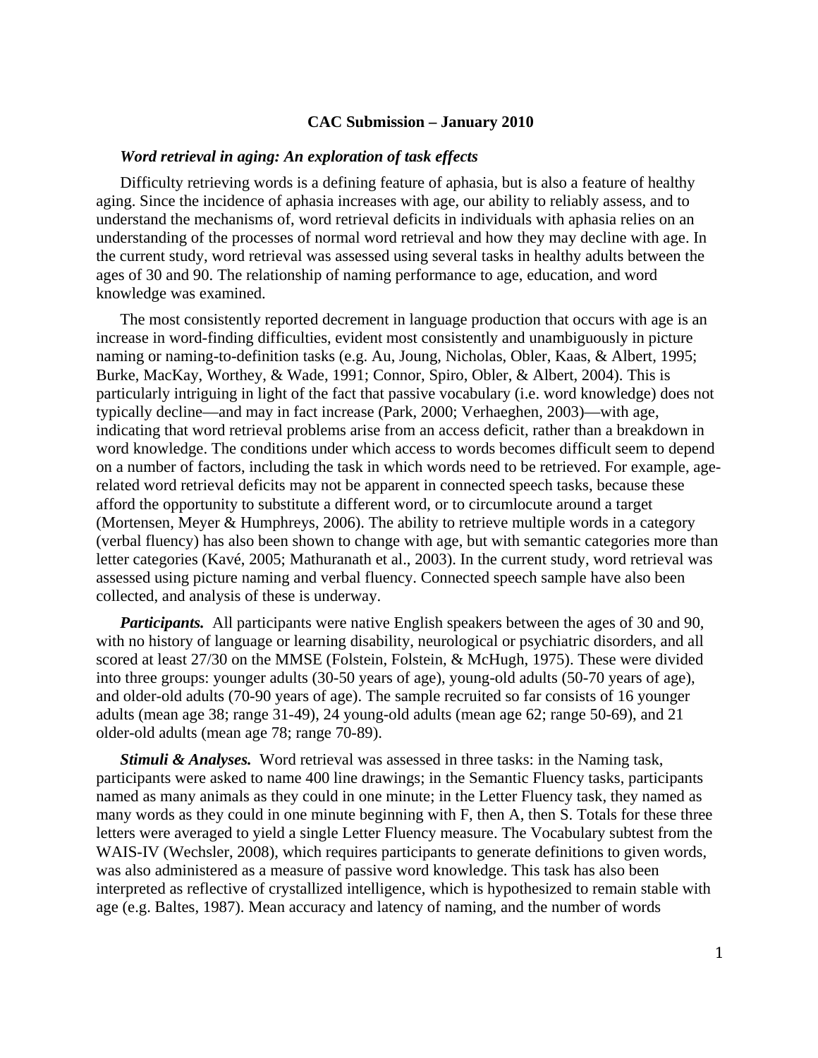**CAC Submission – January 2010**

***Word retrieval in aging: An exploration of task effects***

Difficulty retrieving words is a defining feature of aphasia, but is also a feature of healthy aging. Since the incidence of aphasia increases with age, our ability to reliably assess, and to understand the mechanisms of, word retrieval deficits in individuals with aphasia relies on an understanding of the processes of normal word retrieval and how they may decline with age. In the current study, word retrieval was assessed using several tasks in healthy adults between the ages of 30 and 90. The relationship of naming performance to age, education, and word knowledge was examined.

The most consistently reported decrement in language production that occurs with age is an increase in word-finding difficulties, evident most consistently and unambiguously in picture naming or naming-to-definition tasks (e.g. Au, Joung, Nicholas, Obler, Kaas, & Albert, 1995; Burke, MacKay, Worthey, & Wade, 1991; Connor, Spiro, Obler, & Albert, 2004). This is particularly intriguing in light of the fact that passive vocabulary (i.e. word knowledge) does not typically decline—and may in fact increase (Park, 2000; Verhaeghen, 2003)—with age, indicating that word retrieval problems arise from an access deficit, rather than a breakdown in word knowledge. The conditions under which access to words becomes difficult seem to depend on a number of factors, including the task in which words need to be retrieved. For example, age-related word retrieval deficits may not be apparent in connected speech tasks, because these afford the opportunity to substitute a different word, or to circumlocute around a target (Mortensen, Meyer & Humphreys, 2006). The ability to retrieve multiple words in a category (verbal fluency) has also been shown to change with age, but with semantic categories more than letter categories (Kavé, 2005; Mathuranath et al., 2003). In the current study, word retrieval was assessed using picture naming and verbal fluency. Connected speech sample have also been collected, and analysis of these is underway.

***Participants.*** All participants were native English speakers between the ages of 30 and 90, with no history of language or learning disability, neurological or psychiatric disorders, and all scored at least 27/30 on the MMSE (Folstein, Folstein, & McHugh, 1975). These were divided into three groups: younger adults (30-50 years of age), young-old adults (50-70 years of age), and older-old adults (70-90 years of age). The sample recruited so far consists of 16 younger adults (mean age 38; range 31-49), 24 young-old adults (mean age 62; range 50-69), and 21 older-old adults (mean age 78; range 70-89).

***Stimuli & Analyses.*** Word retrieval was assessed in three tasks: in the Naming task, participants were asked to name 400 line drawings; in the Semantic Fluency tasks, participants named as many animals as they could in one minute; in the Letter Fluency task, they named as many words as they could in one minute beginning with F, then A, then S. Totals for these three letters were averaged to yield a single Letter Fluency measure. The Vocabulary subtest from the WAIS-IV (Wechsler, 2008), which requires participants to generate definitions to given words, was also administered as a measure of passive word knowledge. This task has also been interpreted as reflective of crystallized intelligence, which is hypothesized to remain stable with age (e.g. Baltes, 1987). Mean accuracy and latency of naming, and the number of words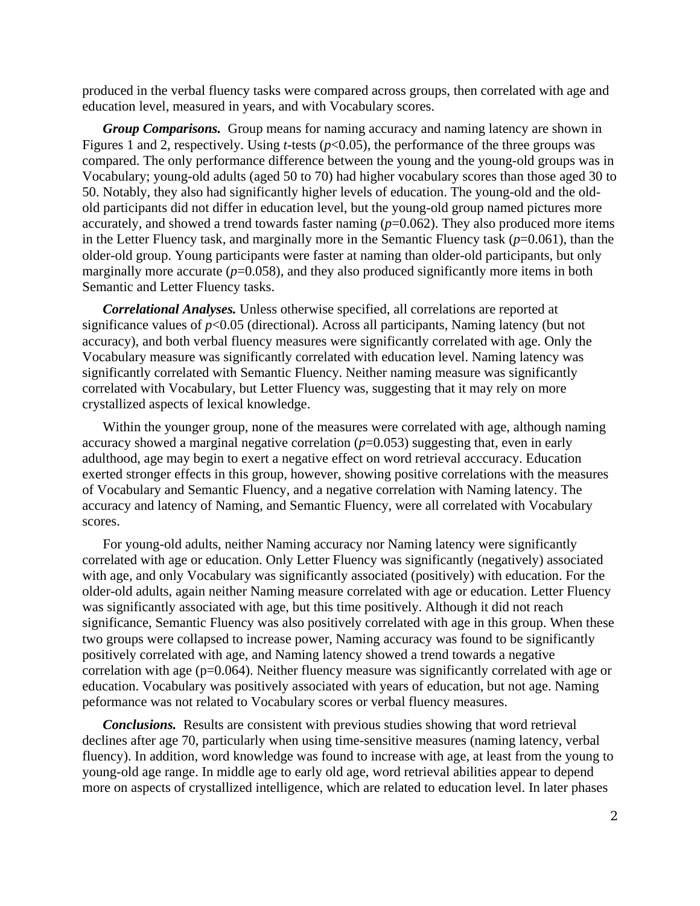produced in the verbal fluency tasks were compared across groups, then correlated with age and education level, measured in years, and with Vocabulary scores.

***Group Comparisons.*** Group means for naming accuracy and naming latency are shown in Figures 1 and 2, respectively. Using *t*-tests ($p<0.05$), the performance of the three groups was compared. The only performance difference between the young and the young-old groups was in Vocabulary; young-old adults (aged 50 to 70) had higher vocabulary scores than those aged 30 to 50. Notably, they also had significantly higher levels of education. The young-old and the old-old participants did not differ in education level, but the young-old group named pictures more accurately, and showed a trend towards faster naming ($p=0.062$). They also produced more items in the Letter Fluency task, and marginally more in the Semantic Fluency task ($p=0.061$), than the older-old group. Young participants were faster at naming than older-old participants, but only marginally more accurate ($p=0.058$), and they also produced significantly more items in both Semantic and Letter Fluency tasks.

***Correlational Analyses.*** Unless otherwise specified, all correlations are reported at significance values of $p<0.05$ (directional). Across all participants, Naming latency (but not accuracy), and both verbal fluency measures were significantly correlated with age. Only the Vocabulary measure was significantly correlated with education level. Naming latency was significantly correlated with Semantic Fluency. Neither naming measure was significantly correlated with Vocabulary, but Letter Fluency was, suggesting that it may rely on more crystallized aspects of lexical knowledge.

Within the younger group, none of the measures were correlated with age, although naming accuracy showed a marginal negative correlation ($p=0.053$) suggesting that, even in early adulthood, age may begin to exert a negative effect on word retrieval acccuracy. Education exerted stronger effects in this group, however, showing positive correlations with the measures of Vocabulary and Semantic Fluency, and a negative correlation with Naming latency. The accuracy and latency of Naming, and Semantic Fluency, were all correlated with Vocabulary scores.

For young-old adults, neither Naming accuracy nor Naming latency were significantly correlated with age or education. Only Letter Fluency was significantly (negatively) associated with age, and only Vocabulary was significantly associated (positively) with education. For the older-old adults, again neither Naming measure correlated with age or education. Letter Fluency was significantly associated with age, but this time positively. Although it did not reach significance, Semantic Fluency was also positively correlated with age in this group. When these two groups were collapsed to increase power, Naming accuracy was found to be significantly positively correlated with age, and Naming latency showed a trend towards a negative correlation with age ($p=0.064$). Neither fluency measure was significantly correlated with age or education. Vocabulary was positively associated with years of education, but not age. Naming peformance was not related to Vocabulary scores or verbal fluency measures.

***Conclusions.*** Results are consistent with previous studies showing that word retrieval declines after age 70, particularly when using time-sensitive measures (naming latency, verbal fluency). In addition, word knowledge was found to increase with age, at least from the young to young-old age range. In middle age to early old age, word retrieval abilities appear to depend more on aspects of crystallized intelligence, which are related to education level. In later phases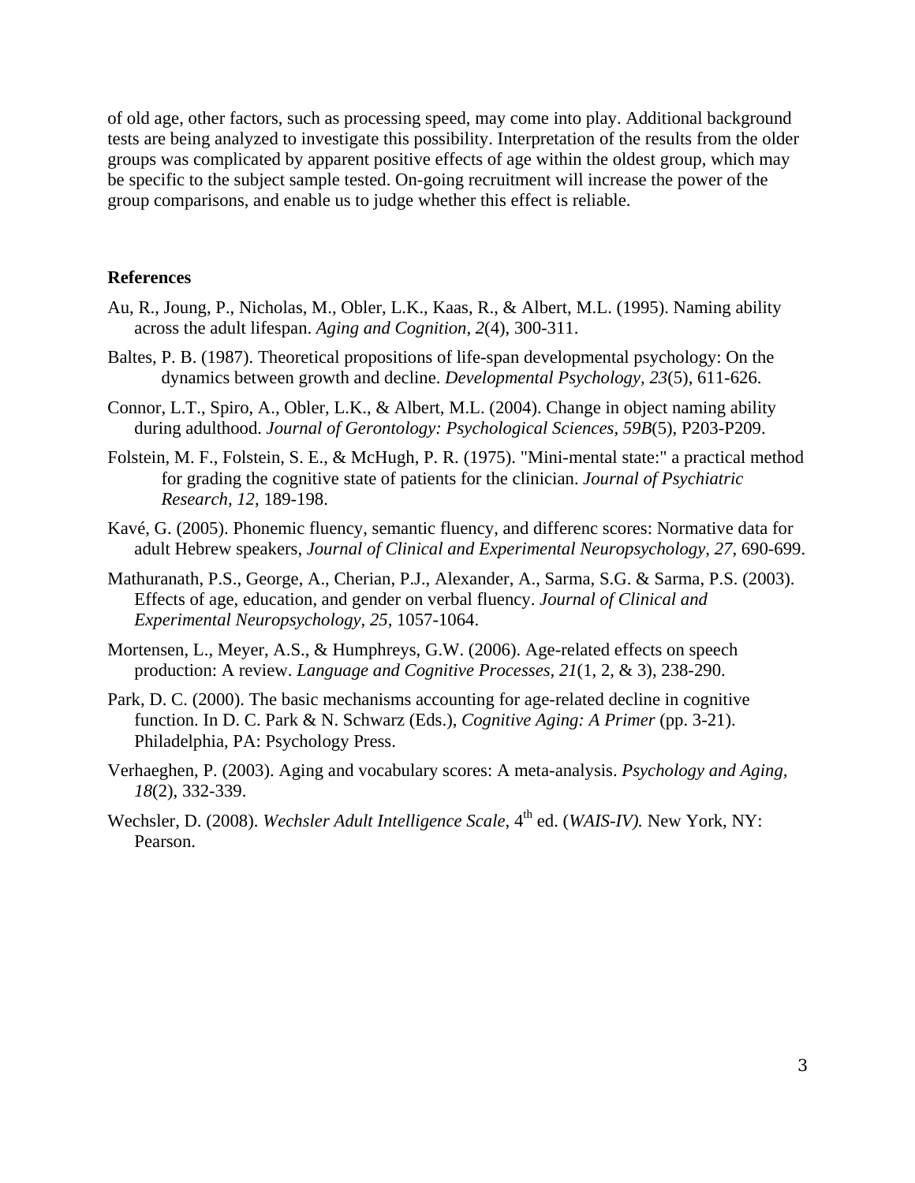of old age, other factors, such as processing speed, may come into play. Additional background tests are being analyzed to investigate this possibility. Interpretation of the results from the older groups was complicated by apparent positive effects of age within the oldest group, which may be specific to the subject sample tested. On-going recruitment will increase the power of the group comparisons, and enable us to judge whether this effect is reliable.

## References

Au, R., Joung, P., Nicholas, M., Obler, L.K., Kaas, R., & Albert, M.L. (1995). Naming ability across the adult lifespan. *Aging and Cognition*, *2*(4), 300-311.

Baltes, P. B. (1987). Theoretical propositions of life-span developmental psychology: On the dynamics between growth and decline. *Developmental Psychology, 23*(5), 611-626.

Connor, L.T., Spiro, A., Obler, L.K., & Albert, M.L. (2004). Change in object naming ability during adulthood. *Journal of Gerontology: Psychological Sciences*, *59B*(5), P203-P209.

Folstein, M. F., Folstein, S. E., & McHugh, P. R. (1975). "Mini-mental state:" a practical method for grading the cognitive state of patients for the clinician. *Journal of Psychiatric Research, 12*, 189-198.

Kavé, G. (2005). Phonemic fluency, semantic fluency, and differenc scores: Normative data for adult Hebrew speakers, *Journal of Clinical and Experimental Neuropsychology*, *27*, 690-699.

Mathuranath, P.S., George, A., Cherian, P.J., Alexander, A., Sarma, S.G. & Sarma, P.S. (2003). Effects of age, education, and gender on verbal fluency. *Journal of Clinical and Experimental Neuropsychology, 25*, 1057-1064.

Mortensen, L., Meyer, A.S., & Humphreys, G.W. (2006). Age-related effects on speech production: A review. *Language and Cognitive Processes, 21*(1, 2, & 3), 238-290.

Park, D. C. (2000). The basic mechanisms accounting for age-related decline in cognitive function. In D. C. Park & N. Schwarz (Eds.), *Cognitive Aging: A Primer* (pp. 3-21). Philadelphia, PA: Psychology Press.

Verhaeghen, P. (2003). Aging and vocabulary scores: A meta-analysis. *Psychology and Aging, 18*(2), 332-339.

Wechsler, D. (2008). *Wechsler Adult Intelligence Scale*, 4th ed. (*WAIS-IV).* New York, NY: Pearson.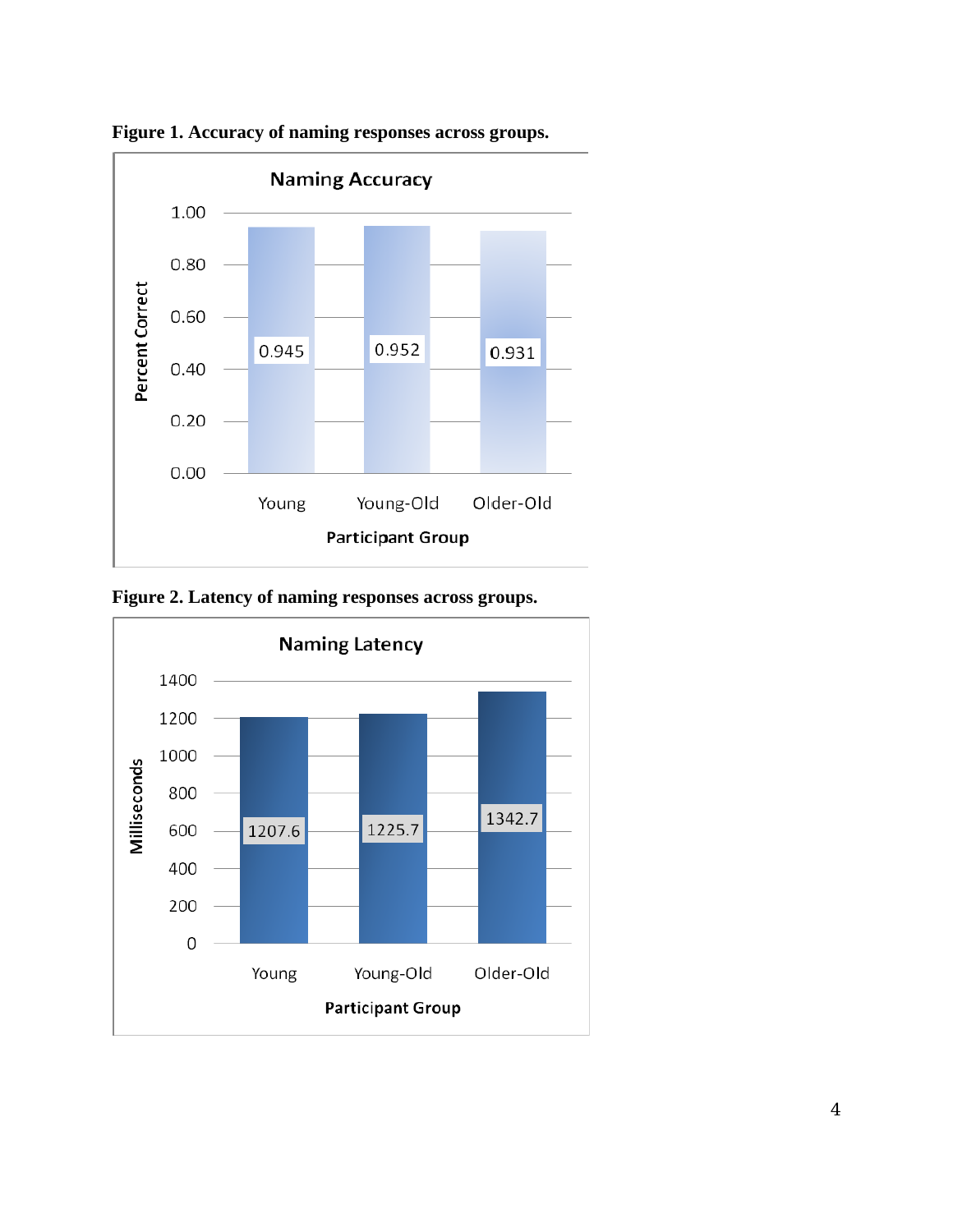**Figure 1. Accuracy of naming responses across groups.**

Naming Accuracy

Percent Correct

1.00
0.80
0.60
0.40
0.20
0.00

0.945
0.952
0.931

Young
Young-Old
Older-Old

Participant Group

**Figure 2. Latency of naming responses across groups.**

Naming Latency

Milliseconds

1400
1200
1000
800
600
400
200
0

1207.6
1225.7
1342.7

Young
Young-Old
Older-Old

Participant Group